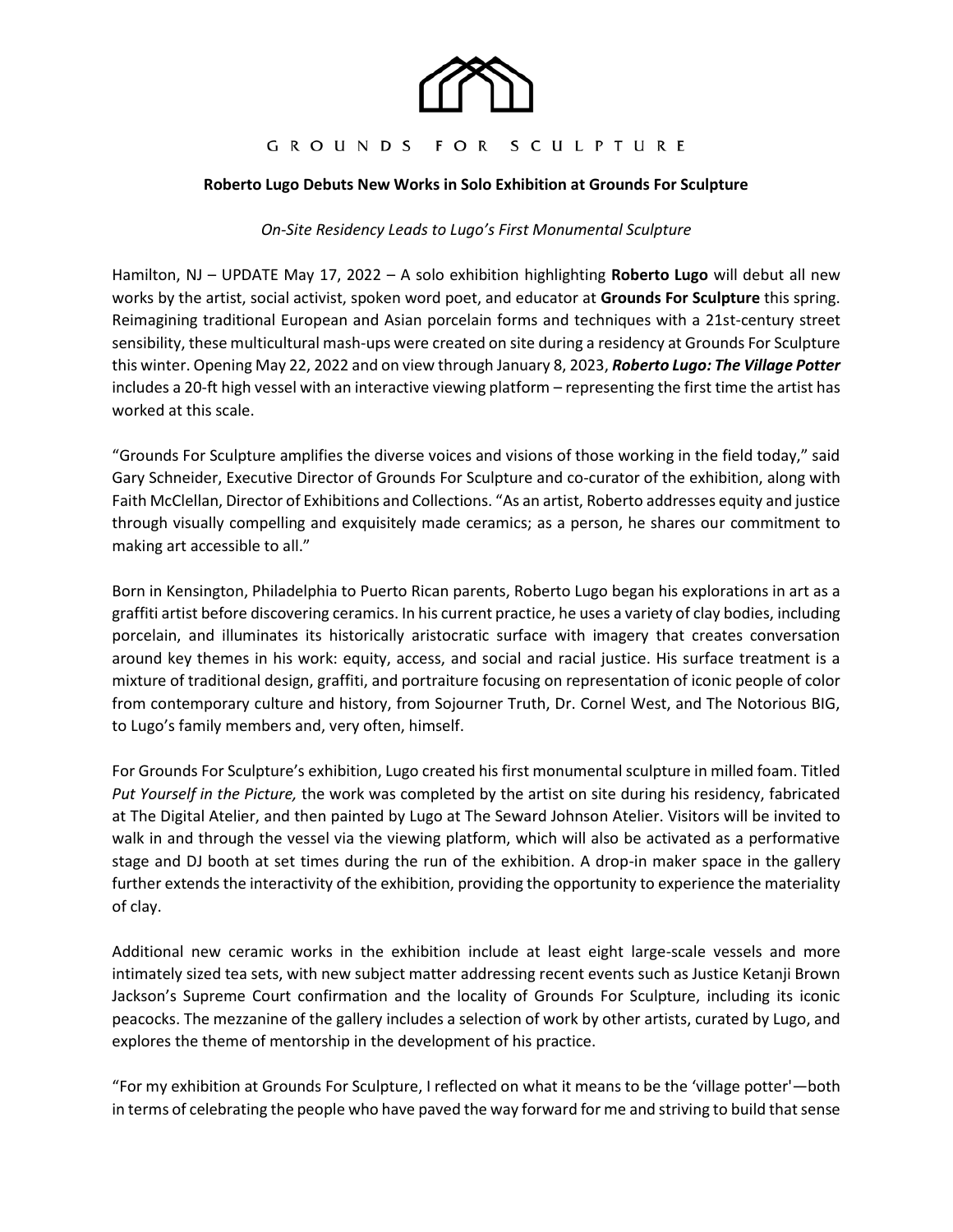GROUNDS FOR SCULPTURE

**Roberto Lugo Debuts New Works in Solo Exhibition at Grounds For Sculpture**

*On-Site Residency Leads to Lugo's First Monumental Sculpture*

Hamilton, NJ – UPDATE May 17, 2022 – A solo exhibition highlighting **Roberto Lugo** will debut all new works by the artist, social activist, spoken word poet, and educator at **Grounds For Sculpture** this spring. Reimagining traditional European and Asian porcelain forms and techniques with a 21st-century street sensibility, these multicultural mash-ups were created on site during a residency at Grounds For Sculpture this winter. Opening May 22, 2022 and on view through January 8, 2023, ***Roberto Lugo: The Village Potter*** includes a 20-ft high vessel with an interactive viewing platform – representing the first time the artist has worked at this scale.

"Grounds For Sculpture amplifies the diverse voices and visions of those working in the field today," said Gary Schneider, Executive Director of Grounds For Sculpture and co-curator of the exhibition, along with Faith McClellan, Director of Exhibitions and Collections. "As an artist, Roberto addresses equity and justice through visually compelling and exquisitely made ceramics; as a person, he shares our commitment to making art accessible to all."

Born in Kensington, Philadelphia to Puerto Rican parents, Roberto Lugo began his explorations in art as a graffiti artist before discovering ceramics. In his current practice, he uses a variety of clay bodies, including porcelain, and illuminates its historically aristocratic surface with imagery that creates conversation around key themes in his work: equity, access, and social and racial justice. His surface treatment is a mixture of traditional design, graffiti, and portraiture focusing on representation of iconic people of color from contemporary culture and history, from Sojourner Truth, Dr. Cornel West, and The Notorious BIG, to Lugo's family members and, very often, himself.

For Grounds For Sculpture's exhibition, Lugo created his first monumental sculpture in milled foam. Titled *Put Yourself in the Picture,* the work was completed by the artist on site during his residency, fabricated at The Digital Atelier, and then painted by Lugo at The Seward Johnson Atelier. Visitors will be invited to walk in and through the vessel via the viewing platform, which will also be activated as a performative stage and DJ booth at set times during the run of the exhibition. A drop-in maker space in the gallery further extends the interactivity of the exhibition, providing the opportunity to experience the materiality of clay.

Additional new ceramic works in the exhibition include at least eight large-scale vessels and more intimately sized tea sets, with new subject matter addressing recent events such as Justice Ketanji Brown Jackson's Supreme Court confirmation and the locality of Grounds For Sculpture, including its iconic peacocks. The mezzanine of the gallery includes a selection of work by other artists, curated by Lugo, and explores the theme of mentorship in the development of his practice.

"For my exhibition at Grounds For Sculpture, I reflected on what it means to be the 'village potter'—both in terms of celebrating the people who have paved the way forward for me and striving to build that sense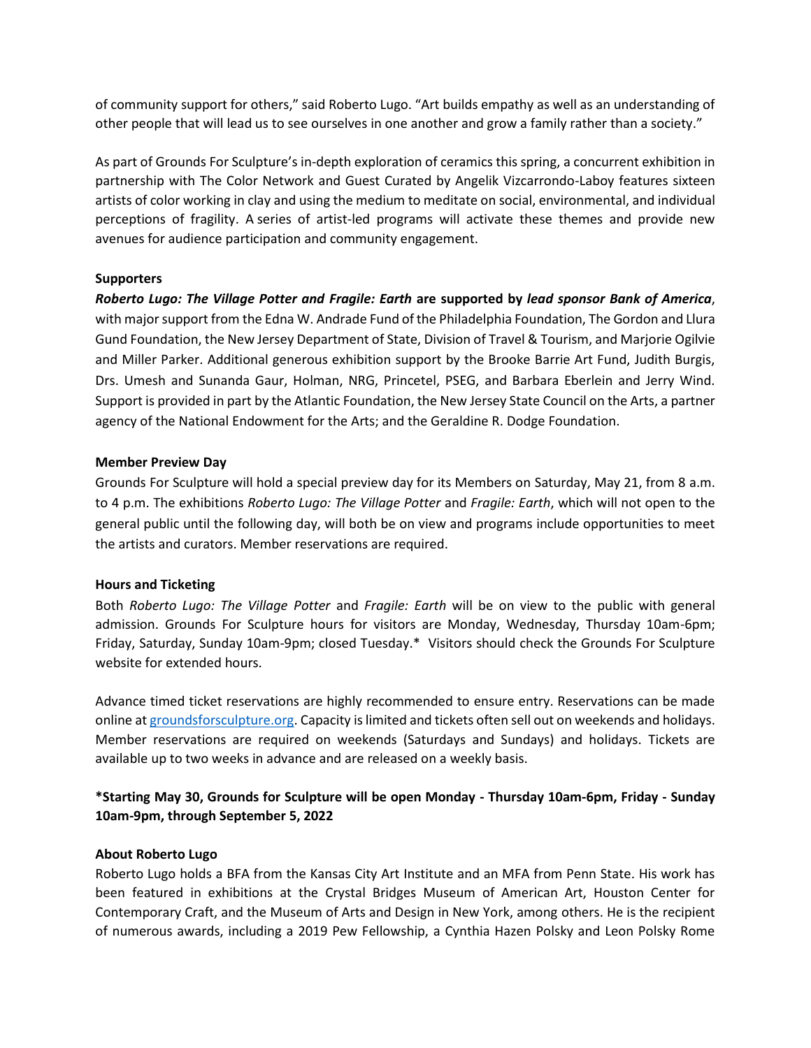of community support for others," said Roberto Lugo. "Art builds empathy as well as an understanding of other people that will lead us to see ourselves in one another and grow a family rather than a society."

As part of Grounds For Sculpture's in-depth exploration of ceramics this spring, a concurrent exhibition in partnership with The Color Network and Guest Curated by Angelik Vizcarrondo-Laboy features sixteen artists of color working in clay and using the medium to meditate on social, environmental, and individual perceptions of fragility. A series of artist-led programs will activate these themes and provide new avenues for audience participation and community engagement.

**Supporters**

***Roberto Lugo: The Village Potter and Fragile: Earth* are supported by *lead sponsor Bank of America***, with major support from the Edna W. Andrade Fund of the Philadelphia Foundation, The Gordon and Llura Gund Foundation, the New Jersey Department of State, Division of Travel & Tourism, and Marjorie Ogilvie and Miller Parker. Additional generous exhibition support by the Brooke Barrie Art Fund, Judith Burgis, Drs. Umesh and Sunanda Gaur, Holman, NRG, Princetel, PSEG, and Barbara Eberlein and Jerry Wind. Support is provided in part by the Atlantic Foundation, the New Jersey State Council on the Arts, a partner agency of the National Endowment for the Arts; and the Geraldine R. Dodge Foundation.

**Member Preview Day**

Grounds For Sculpture will hold a special preview day for its Members on Saturday, May 21, from 8 a.m. to 4 p.m. The exhibitions *Roberto Lugo: The Village Potter* and *Fragile: Earth*, which will not open to the general public until the following day, will both be on view and programs include opportunities to meet the artists and curators. Member reservations are required.

**Hours and Ticketing**

Both *Roberto Lugo: The Village Potter* and *Fragile: Earth* will be on view to the public with general admission. Grounds For Sculpture hours for visitors are Monday, Wednesday, Thursday 10am-6pm; Friday, Saturday, Sunday 10am-9pm; closed Tuesday.* Visitors should check the Grounds For Sculpture website for extended hours.

Advance timed ticket reservations are highly recommended to ensure entry. Reservations can be made online at [groundsforsculpture.org](groundsforsculpture.org). Capacity is limited and tickets often sell out on weekends and holidays. Member reservations are required on weekends (Saturdays and Sundays) and holidays. Tickets are available up to two weeks in advance and are released on a weekly basis.

***Starting May 30, Grounds for Sculpture will be open Monday - Thursday 10am-6pm, Friday - Sunday 10am-9pm, through September 5, 2022**

**About Roberto Lugo**

Roberto Lugo holds a BFA from the Kansas City Art Institute and an MFA from Penn State. His work has been featured in exhibitions at the Crystal Bridges Museum of American Art, Houston Center for Contemporary Craft, and the Museum of Arts and Design in New York, among others. He is the recipient of numerous awards, including a 2019 Pew Fellowship, a Cynthia Hazen Polsky and Leon Polsky Rome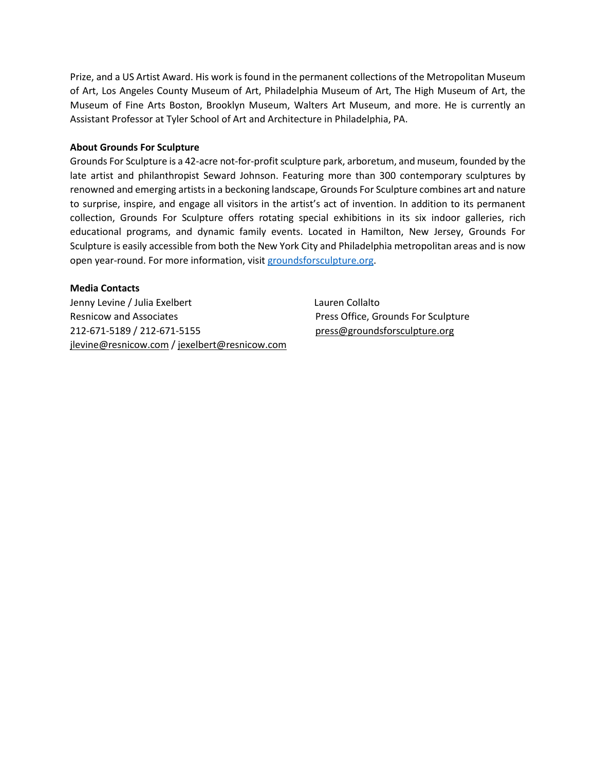Prize, and a US Artist Award. His work is found in the permanent collections of the Metropolitan Museum of Art, Los Angeles County Museum of Art, Philadelphia Museum of Art, The High Museum of Art, the Museum of Fine Arts Boston, Brooklyn Museum, Walters Art Museum, and more. He is currently an Assistant Professor at Tyler School of Art and Architecture in Philadelphia, PA.

**About Grounds For Sculpture**

Grounds For Sculpture is a 42-acre not-for-profit sculpture park, arboretum, and museum, founded by the late artist and philanthropist Seward Johnson. Featuring more than 300 contemporary sculptures by renowned and emerging artists in a beckoning landscape, Grounds For Sculpture combines art and nature to surprise, inspire, and engage all visitors in the artist's act of invention. In addition to its permanent collection, Grounds For Sculpture offers rotating special exhibitions in its six indoor galleries, rich educational programs, and dynamic family events. Located in Hamilton, New Jersey, Grounds For Sculpture is easily accessible from both the New York City and Philadelphia metropolitan areas and is now open year-round. For more information, visit groundsforsculpture.org.

**Media Contacts**

Jenny Levine / Julia Exelbert
Resnicow and Associates
212-671-5189 / 212-671-5155
jlevine@resnicow.com / jexelbert@resnicow.com

Lauren Collalto
Press Office, Grounds For Sculpture
press@groundsforsculpture.org